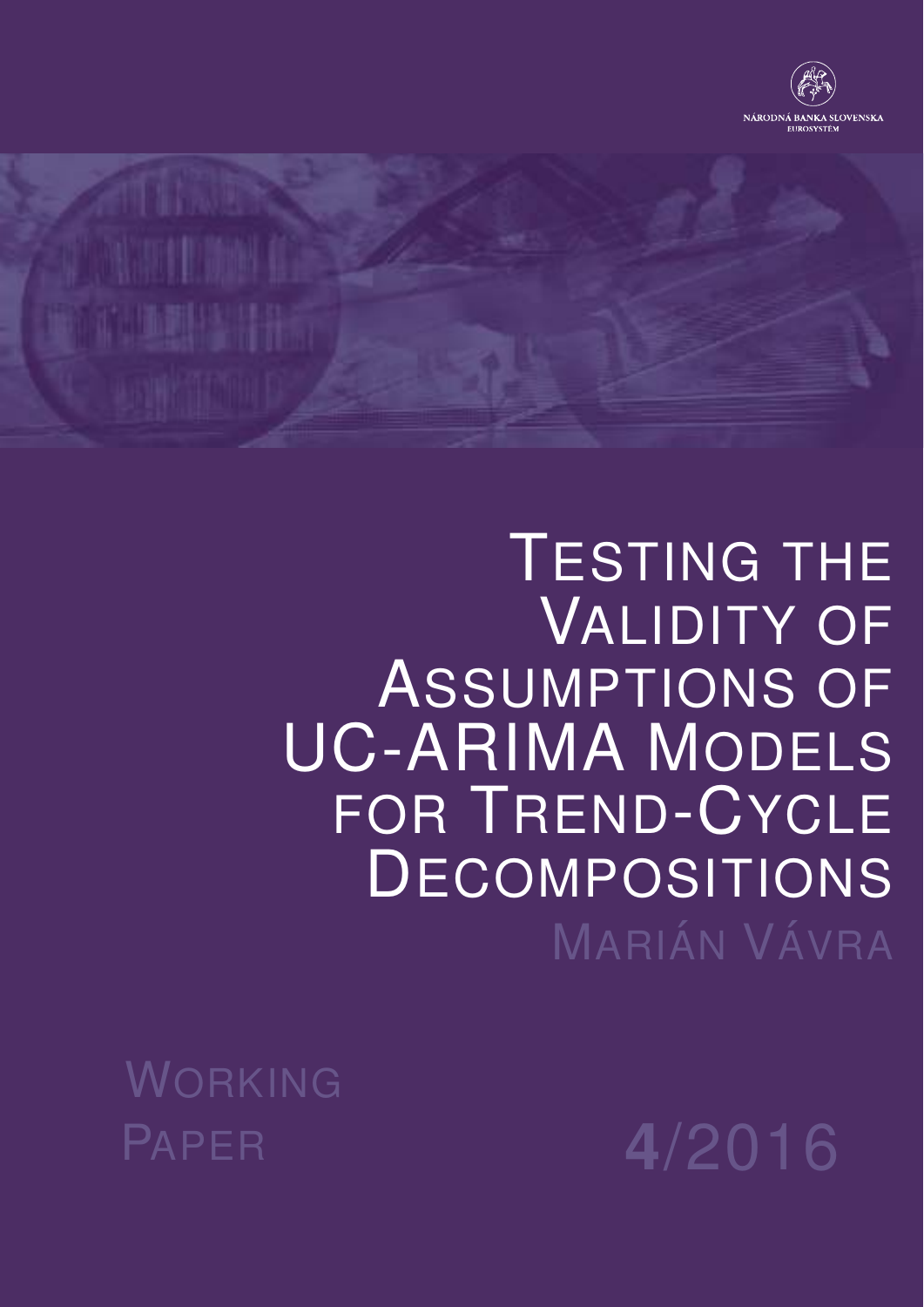NÁRODNÁ BANKA SLOVENSKA
EUROSYSTÉM

# Testing the Validity of Assumptions of UC-ARIMA Models for Trend-Cycle Decompositions

Marián Vávra

Working Paper 4/2016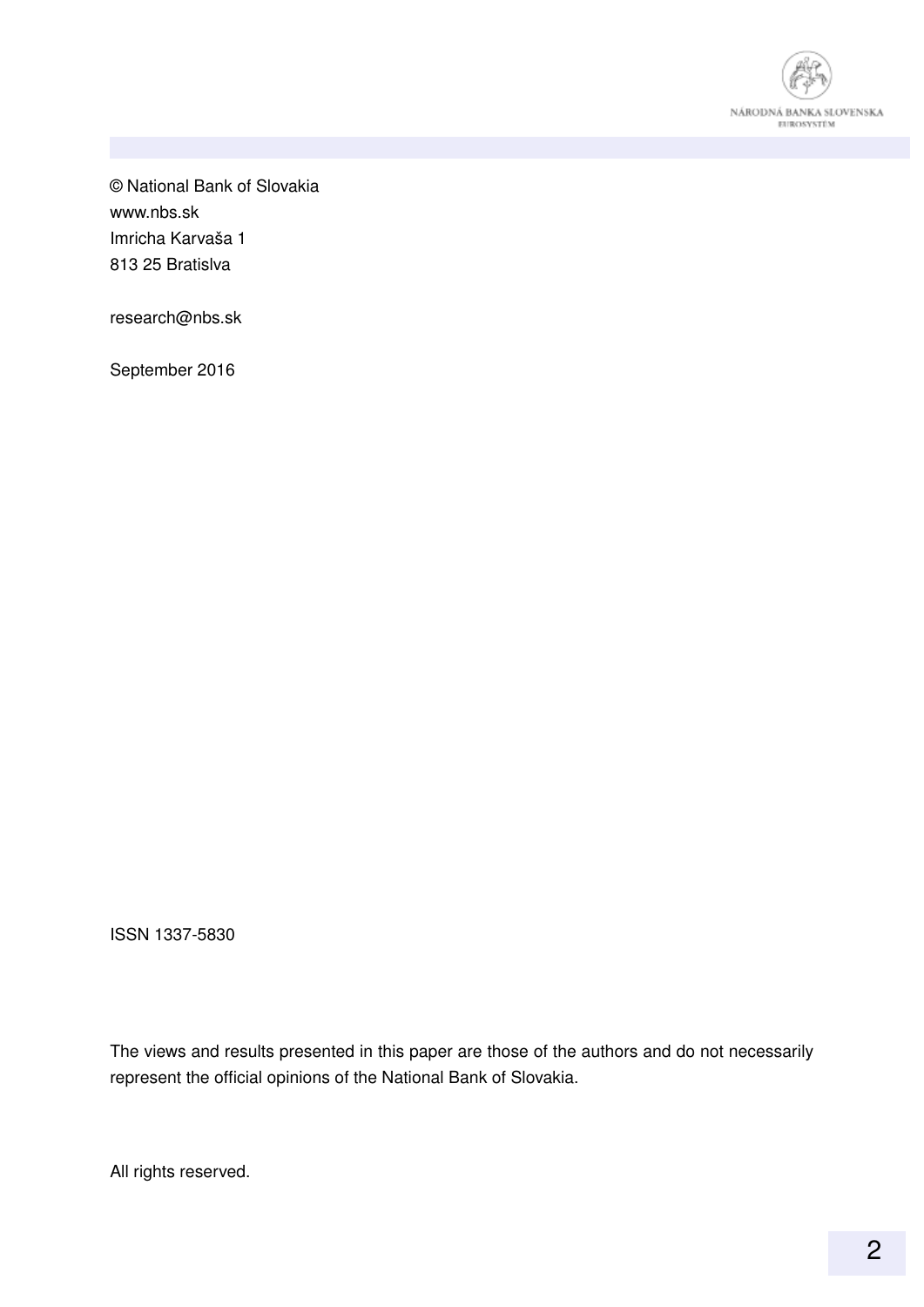© National Bank of Slovakia
www.nbs.sk
Imricha Karvaša 1
813 25 Bratislva

research@nbs.sk

September 2016

ISSN 1337-5830

The views and results presented in this paper are those of the authors and do not necessarily represent the official opinions of the National Bank of Slovakia.

All rights reserved.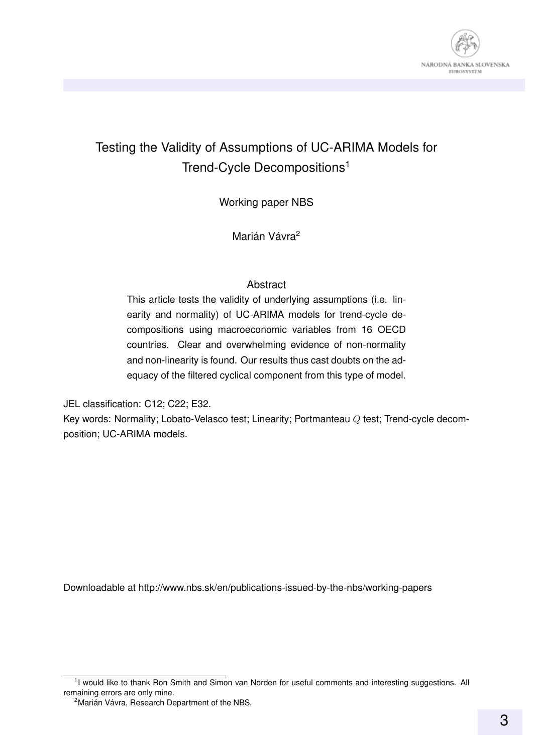# Testing the Validity of Assumptions of UC-ARIMA Models for Trend-Cycle Decompositions[1]

Working paper NBS

Marián Vávra[2]

## Abstract

This article tests the validity of underlying assumptions (i.e. linearity and normality) of UC-ARIMA models for trend-cycle decompositions using macroeconomic variables from 16 OECD countries. Clear and overwhelming evidence of non-normality and non-linearity is found. Our results thus cast doubts on the adequacy of the filtered cyclical component from this type of model.

JEL classification: C12; C22; E32.

Key words: Normality; Lobato-Velasco test; Linearity; Portmanteau $Q$ test; Trend-cycle decomposition; UC-ARIMA models.

Downloadable at http://www.nbs.sk/en/publications-issued-by-the-nbs/working-papers

[1] I would like to thank Ron Smith and Simon van Norden for useful comments and interesting suggestions. All remaining errors are only mine.

[2] Marián Vávra, Research Department of the NBS.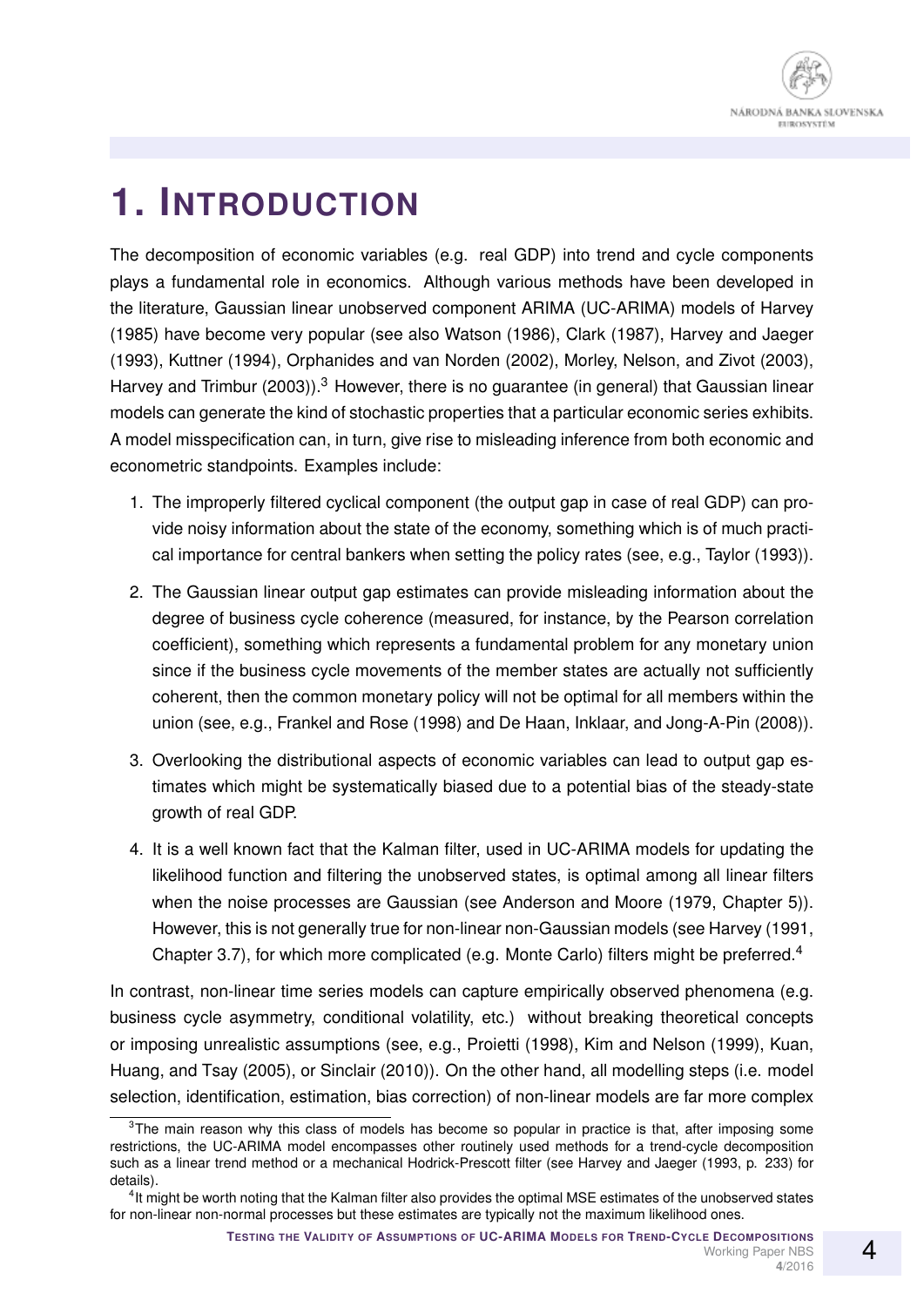# 1. INTRODUCTION

The decomposition of economic variables (e.g. real GDP) into trend and cycle components plays a fundamental role in economics. Although various methods have been developed in the literature, Gaussian linear unobserved component ARIMA (UC-ARIMA) models of Harvey (1985) have become very popular (see also Watson (1986), Clark (1987), Harvey and Jaeger (1993), Kuttner (1994), Orphanides and van Norden (2002), Morley, Nelson, and Zivot (2003), Harvey and Trimbur (2003)).[3] However, there is no guarantee (in general) that Gaussian linear models can generate the kind of stochastic properties that a particular economic series exhibits. A model misspecification can, in turn, give rise to misleading inference from both economic and econometric standpoints. Examples include:

1. The improperly filtered cyclical component (the output gap in case of real GDP) can provide noisy information about the state of the economy, something which is of much practical importance for central bankers when setting the policy rates (see, e.g., Taylor (1993)).
2. The Gaussian linear output gap estimates can provide misleading information about the degree of business cycle coherence (measured, for instance, by the Pearson correlation coefficient), something which represents a fundamental problem for any monetary union since if the business cycle movements of the member states are actually not sufficiently coherent, then the common monetary policy will not be optimal for all members within the union (see, e.g., Frankel and Rose (1998) and De Haan, Inklaar, and Jong-A-Pin (2008)).
3. Overlooking the distributional aspects of economic variables can lead to output gap estimates which might be systematically biased due to a potential bias of the steady-state growth of real GDP.
4. It is a well known fact that the Kalman filter, used in UC-ARIMA models for updating the likelihood function and filtering the unobserved states, is optimal among all linear filters when the noise processes are Gaussian (see Anderson and Moore (1979, Chapter 5)). However, this is not generally true for non-linear non-Gaussian models (see Harvey (1991, Chapter 3.7), for which more complicated (e.g. Monte Carlo) filters might be preferred.[4]

In contrast, non-linear time series models can capture empirically observed phenomena (e.g. business cycle asymmetry, conditional volatility, etc.) without breaking theoretical concepts or imposing unrealistic assumptions (see, e.g., Proietti (1998), Kim and Nelson (1999), Kuan, Huang, and Tsay (2005), or Sinclair (2010)). On the other hand, all modelling steps (i.e. model selection, identification, estimation, bias correction) of non-linear models are far more complex

---

[3] The main reason why this class of models has become so popular in practice is that, after imposing some restrictions, the UC-ARIMA model encompasses other routinely used methods for a trend-cycle decomposition such as a linear trend method or a mechanical Hodrick-Prescott filter (see Harvey and Jaeger (1993, p. 233) for details).

[4] It might be worth noting that the Kalman filter also provides the optimal MSE estimates of the unobserved states for non-linear non-normal processes but these estimates are typically not the maximum likelihood ones.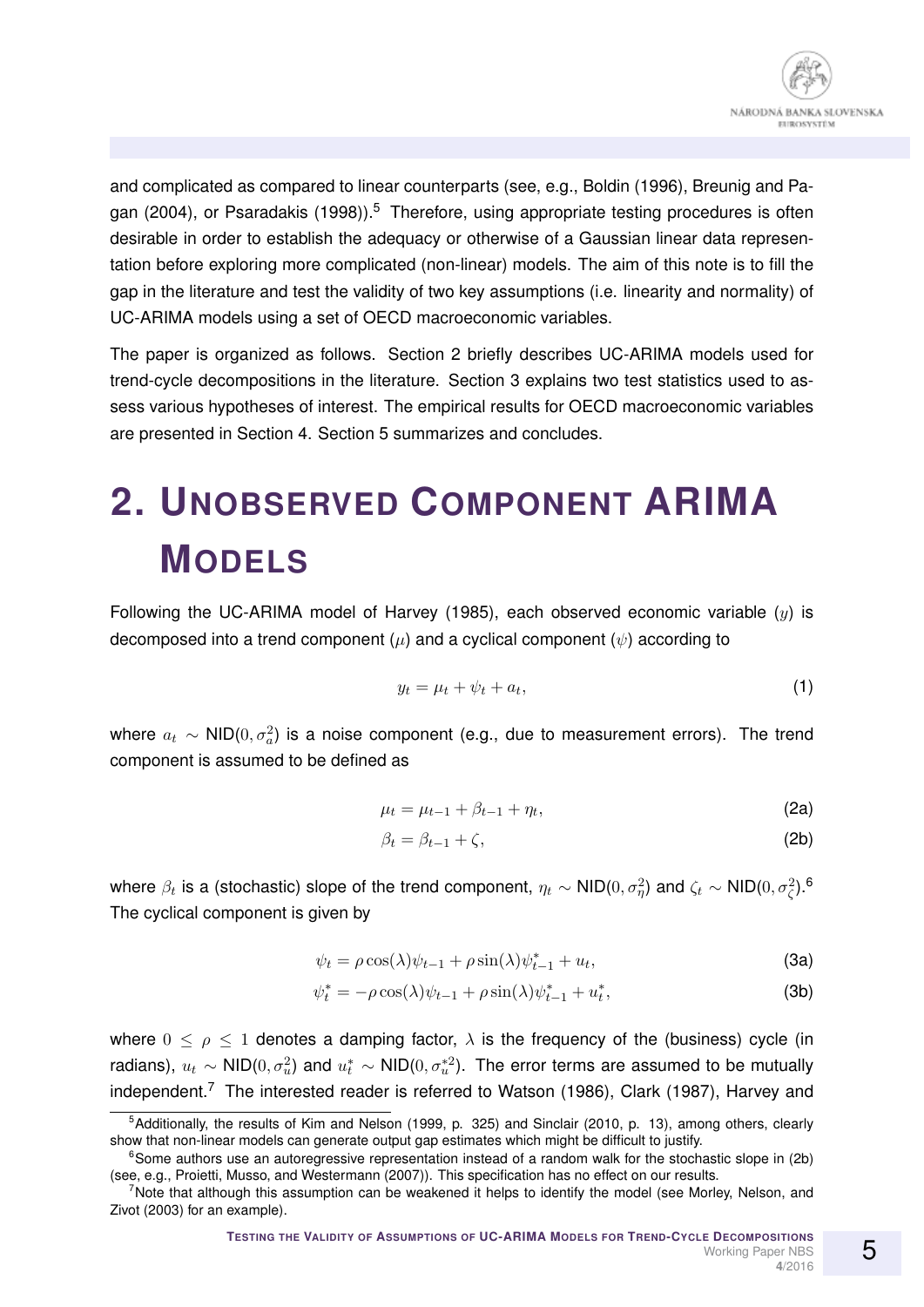and complicated as compared to linear counterparts (see, e.g., Boldin (1996), Breunig and Pagan (2004), or Psaradakis (1998)).[5] Therefore, using appropriate testing procedures is often desirable in order to establish the adequacy or otherwise of a Gaussian linear data representation before exploring more complicated (non-linear) models. The aim of this note is to fill the gap in the literature and test the validity of two key assumptions (i.e. linearity and normality) of UC-ARIMA models using a set of OECD macroeconomic variables.

The paper is organized as follows. Section 2 briefly describes UC-ARIMA models used for trend-cycle decompositions in the literature. Section 3 explains two test statistics used to assess various hypotheses of interest. The empirical results for OECD macroeconomic variables are presented in Section 4. Section 5 summarizes and concludes.

# 2. Unobserved Component ARIMA Models

Following the UC-ARIMA model of Harvey (1985), each observed economic variable ($y$) is decomposed into a trend component ($\mu$) and a cyclical component ($\psi$) according to

$$y_t = \mu_t + \psi_t + a_t, \tag{1}$$

where $a_t \sim \text{NID}(0, \sigma_a^2)$ is a noise component (e.g., due to measurement errors). The trend component is assumed to be defined as

$$\mu_t = \mu_{t-1} + \beta_{t-1} + \eta_t, \tag{2a}$$

$$\beta_t = \beta_{t-1} + \zeta, \tag{2b}$$

where $\beta_t$ is a (stochastic) slope of the trend component, $\eta_t \sim \text{NID}(0, \sigma_\eta^2)$ and $\zeta_t \sim \text{NID}(0, \sigma_\zeta^2)$.[6] The cyclical component is given by

$$\psi_t = \rho \cos(\lambda)\psi_{t-1} + \rho \sin(\lambda)\psi^*_{t-1} + u_t, \tag{3a}$$

$$\psi^*_t = -\rho \cos(\lambda)\psi_{t-1} + \rho \sin(\lambda)\psi^*_{t-1} + u^*_t, \tag{3b}$$

where $0 \leq \rho \leq 1$ denotes a damping factor, $\lambda$ is the frequency of the (business) cycle (in radians), $u_t \sim \text{NID}(0, \sigma_u^2)$ and $u^*_t \sim \text{NID}(0, \sigma_u^{*2})$. The error terms are assumed to be mutually independent.[7] The interested reader is referred to Watson (1986), Clark (1987), Harvey and

---

[5] Additionally, the results of Kim and Nelson (1999, p. 325) and Sinclair (2010, p. 13), among others, clearly show that non-linear models can generate output gap estimates which might be difficult to justify.

[6] Some authors use an autoregressive representation instead of a random walk for the stochastic slope in (2b) (see, e.g., Proietti, Musso, and Westermann (2007)). This specification has no effect on our results.

[7] Note that although this assumption can be weakened it helps to identify the model (see Morley, Nelson, and Zivot (2003) for an example).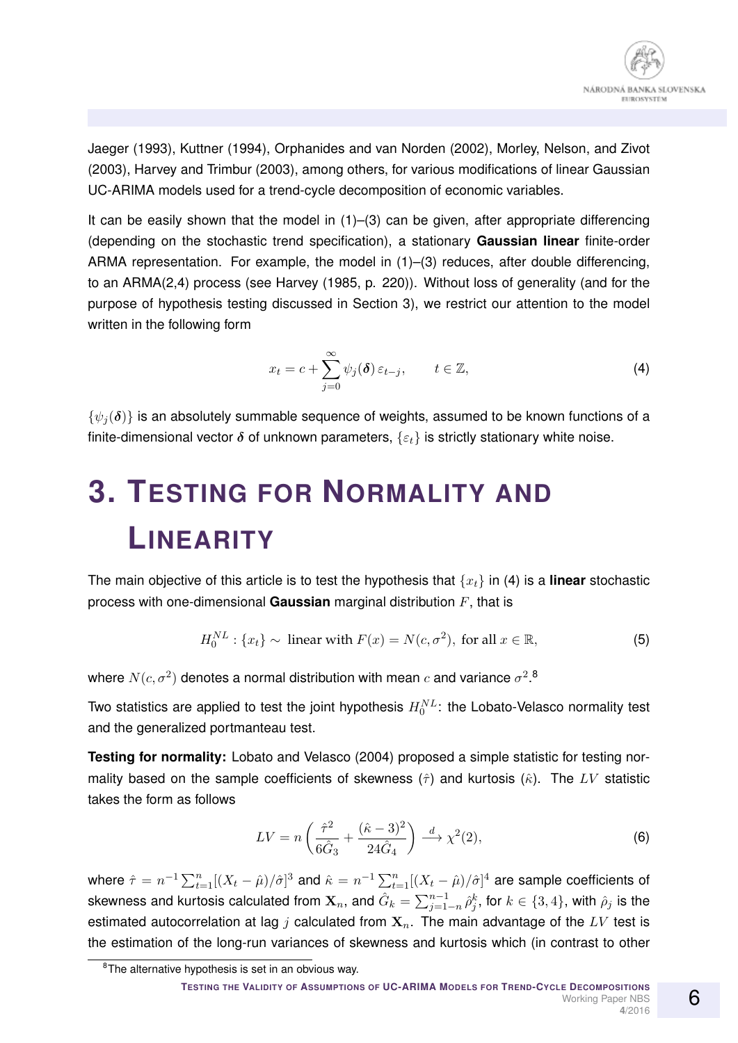Jaeger (1993), Kuttner (1994), Orphanides and van Norden (2002), Morley, Nelson, and Zivot (2003), Harvey and Trimbur (2003), among others, for various modifications of linear Gaussian UC-ARIMA models used for a trend-cycle decomposition of economic variables.

It can be easily shown that the model in (1)–(3) can be given, after appropriate differencing (depending on the stochastic trend specification), a stationary **Gaussian linear** finite-order ARMA representation. For example, the model in (1)–(3) reduces, after double differencing, to an ARMA(2,4) process (see Harvey (1985, p. 220)). Without loss of generality (and for the purpose of hypothesis testing discussed in Section 3), we restrict our attention to the model written in the following form

$$x_t = c + \sum_{j=0}^{\infty} \psi_j(\boldsymbol{\delta})\,\varepsilon_{t-j}, \qquad t \in \mathbb{Z}, \tag{4}$$

$\{\psi_j(\boldsymbol{\delta})\}$ is an absolutely summable sequence of weights, assumed to be known functions of a finite-dimensional vector $\boldsymbol{\delta}$ of unknown parameters, $\{\varepsilon_t\}$ is strictly stationary white noise.

# 3. Testing for Normality and Linearity

The main objective of this article is to test the hypothesis that $\{x_t\}$ in (4) is a **linear** stochastic process with one-dimensional **Gaussian** marginal distribution $F$, that is

$$H_0^{NL} : \{x_t\} \sim \text{ linear with } F(x) = N(c, \sigma^2), \text{ for all } x \in \mathbb{R}, \tag{5}$$

where $N(c, \sigma^2)$ denotes a normal distribution with mean $c$ and variance $\sigma^2$.[8]

Two statistics are applied to test the joint hypothesis $H_0^{NL}$: the Lobato-Velasco normality test and the generalized portmanteau test.

**Testing for normality:** Lobato and Velasco (2004) proposed a simple statistic for testing normality based on the sample coefficients of skewness ($\hat{\tau}$) and kurtosis ($\hat{\kappa}$). The $LV$ statistic takes the form as follows

$$LV = n\left(\frac{\hat{\tau}^2}{6\hat{G}_3} + \frac{(\hat{\kappa}-3)^2}{24\hat{G}_4}\right) \xrightarrow{d} \chi^2(2), \tag{6}$$

where $\hat{\tau} = n^{-1}\sum_{t=1}^{n}[(X_t - \hat{\mu})/\hat{\sigma}]^3$ and $\hat{\kappa} = n^{-1}\sum_{t=1}^{n}[(X_t - \hat{\mu})/\hat{\sigma}]^4$ are sample coefficients of skewness and kurtosis calculated from $\mathbf{X}_n$, and $\hat{G}_k = \sum_{j=1-n}^{n-1}\hat{\rho}_j^k$, for $k \in \{3, 4\}$, with $\hat{\rho}_j$ is the estimated autocorrelation at lag $j$ calculated from $\mathbf{X}_n$. The main advantage of the $LV$ test is the estimation of the long-run variances of skewness and kurtosis which (in contrast to other

[8] The alternative hypothesis is set in an obvious way.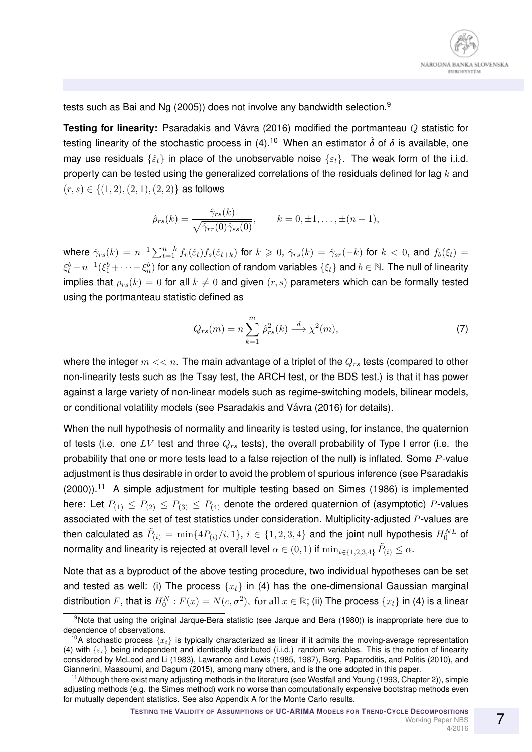tests such as Bai and Ng (2005)) does not involve any bandwidth selection.[9]

**Testing for linearity:** Psaradakis and Vávra (2016) modified the portmanteau $Q$ statistic for testing linearity of the stochastic process in (4).[10] When an estimator $\hat{\boldsymbol{\delta}}$ of $\boldsymbol{\delta}$ is available, one may use residuals $\{\hat{\varepsilon}_t\}$ in place of the unobservable noise $\{\varepsilon_t\}$. The weak form of the i.i.d. property can be tested using the generalized correlations of the residuals defined for lag $k$ and $(r,s) \in \{(1,2),(2,1),(2,2)\}$ as follows

$$\hat{\rho}_{rs}(k) = \frac{\hat{\gamma}_{rs}(k)}{\sqrt{\hat{\gamma}_{rr}(0)\hat{\gamma}_{ss}(0)}}, \qquad k = 0, \pm 1, \ldots, \pm(n-1),$$

where $\hat{\gamma}_{rs}(k) = n^{-1}\sum_{t=1}^{n-k} f_r(\hat{\varepsilon}_t) f_s(\hat{\varepsilon}_{t+k})$ for $k \geqslant 0$, $\hat{\gamma}_{rs}(k) = \hat{\gamma}_{sr}(-k)$ for $k < 0$, and $f_b(\xi_t) = \xi_t^b - n^{-1}(\xi_1^b + \cdots + \xi_n^b)$ for any collection of random variables $\{\xi_t\}$ and $b \in \mathbb{N}$. The null of linearity implies that $\rho_{rs}(k) = 0$ for all $k \neq 0$ and given $(r,s)$ parameters which can be formally tested using the portmanteau statistic defined as

$$Q_{rs}(m) = n\sum_{k=1}^{m} \hat{\rho}_{rs}^2(k) \xrightarrow{d} \chi^2(m), \tag{7}$$

where the integer $m << n$. The main advantage of a triplet of the $Q_{rs}$ tests (compared to other non-linearity tests such as the Tsay test, the ARCH test, or the BDS test.) is that it has power against a large variety of non-linear models such as regime-switching models, bilinear models, or conditional volatility models (see Psaradakis and Vávra (2016) for details).

When the null hypothesis of normality and linearity is tested using, for instance, the quaternion of tests (i.e. one $LV$ test and three $Q_{rs}$ tests), the overall probability of Type I error (i.e. the probability that one or more tests lead to a false rejection of the null) is inflated. Some $P$-value adjustment is thus desirable in order to avoid the problem of spurious inference (see Psaradakis (2000)).[11] A simple adjustment for multiple testing based on Simes (1986) is implemented here: Let $P_{(1)} \leq P_{(2)} \leq P_{(3)} \leq P_{(4)}$ denote the ordered quaternion of (asymptotic) $P$-values associated with the set of test statistics under consideration. Multiplicity-adjusted $P$-values are then calculated as $\tilde{P}_{(i)} = \min\{4P_{(i)}/i, 1\}$, $i \in \{1,2,3,4\}$ and the joint null hypothesis $H_0^{NL}$ of normality and linearity is rejected at overall level $\alpha \in (0,1)$ if $\min_{i\in\{1,2,3,4\}} \tilde{P}_{(i)} \leq \alpha$.

Note that as a byproduct of the above testing procedure, two individual hypotheses can be set and tested as well: (i) The process $\{x_t\}$ in (4) has the one-dimensional Gaussian marginal distribution $F$, that is $H_0^N : F(x) = N(c, \sigma^2), \text{ for all } x \in \mathbb{R}$; (ii) The process $\{x_t\}$ in (4) is a linear

[9] Note that using the original Jarque-Bera statistic (see Jarque and Bera (1980)) is inappropriate here due to dependence of observations.

[10] A stochastic process $\{x_t\}$ is typically characterized as linear if it admits the moving-average representation (4) with $\{\varepsilon_t\}$ being independent and identically distributed (i.i.d.) random variables. This is the notion of linearity considered by McLeod and Li (1983), Lawrance and Lewis (1985, 1987), Berg, Paparoditis, and Politis (2010), and Giannerini, Maasoumi, and Dagum (2015), among many others, and is the one adopted in this paper.

[11] Although there exist many adjusting methods in the literature (see Westfall and Young (1993, Chapter 2)), simple adjusting methods (e.g. the Simes method) work no worse than computationally expensive bootstrap methods even for mutually dependent statistics. See also Appendix A for the Monte Carlo results.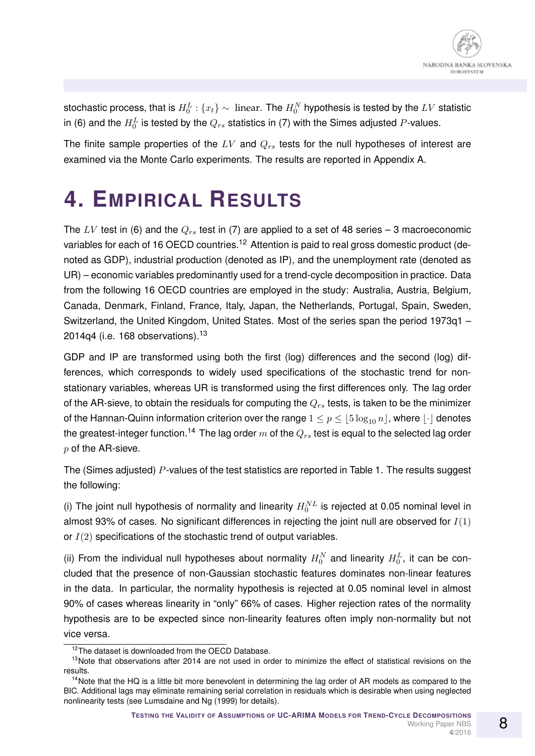stochastic process, that is $H_0^L : \{x_t\} \sim \text{linear}$. The $H_0^N$ hypothesis is tested by the $LV$ statistic in (6) and the $H_0^L$ is tested by the $Q_{rs}$ statistics in (7) with the Simes adjusted $P$-values.

The finite sample properties of the $LV$ and $Q_{rs}$ tests for the null hypotheses of interest are examined via the Monte Carlo experiments. The results are reported in Appendix A.

# 4. Empirical Results

The $LV$ test in (6) and the $Q_{rs}$ test in (7) are applied to a set of 48 series – 3 macroeconomic variables for each of 16 OECD countries.[12] Attention is paid to real gross domestic product (denoted as GDP), industrial production (denoted as IP), and the unemployment rate (denoted as UR) – economic variables predominantly used for a trend-cycle decomposition in practice. Data from the following 16 OECD countries are employed in the study: Australia, Austria, Belgium, Canada, Denmark, Finland, France, Italy, Japan, the Netherlands, Portugal, Spain, Sweden, Switzerland, the United Kingdom, United States. Most of the series span the period 1973q1 – 2014q4 (i.e. 168 observations).[13]

GDP and IP are transformed using both the first (log) differences and the second (log) differences, which corresponds to widely used specifications of the stochastic trend for non-stationary variables, whereas UR is transformed using the first differences only. The lag order of the AR-sieve, to obtain the residuals for computing the $Q_{rs}$ tests, is taken to be the minimizer of the Hannan-Quinn information criterion over the range $1 \leq p \leq \lfloor 5 \log_{10} n \rfloor$, where $\lfloor \cdot \rfloor$ denotes the greatest-integer function.[14] The lag order $m$ of the $Q_{rs}$ test is equal to the selected lag order $p$ of the AR-sieve.

The (Simes adjusted) $P$-values of the test statistics are reported in Table 1. The results suggest the following:

(i) The joint null hypothesis of normality and linearity $H_0^{NL}$ is rejected at 0.05 nominal level in almost 93% of cases. No significant differences in rejecting the joint null are observed for $I(1)$ or $I(2)$ specifications of the stochastic trend of output variables.

(ii) From the individual null hypotheses about normality $H_0^N$ and linearity $H_0^L$, it can be concluded that the presence of non-Gaussian stochastic features dominates non-linear features in the data. In particular, the normality hypothesis is rejected at 0.05 nominal level in almost 90% of cases whereas linearity in "only" 66% of cases. Higher rejection rates of the normality hypothesis are to be expected since non-linearity features often imply non-normality but not vice versa.

---

[12] The dataset is downloaded from the OECD Database.

[13] Note that observations after 2014 are not used in order to minimize the effect of statistical revisions on the results.

[14] Note that the HQ is a little bit more benevolent in determining the lag order of AR models as compared to the BIC. Additional lags may eliminate remaining serial correlation in residuals which is desirable when using neglected nonlinearity tests (see Lumsdaine and Ng (1999) for details).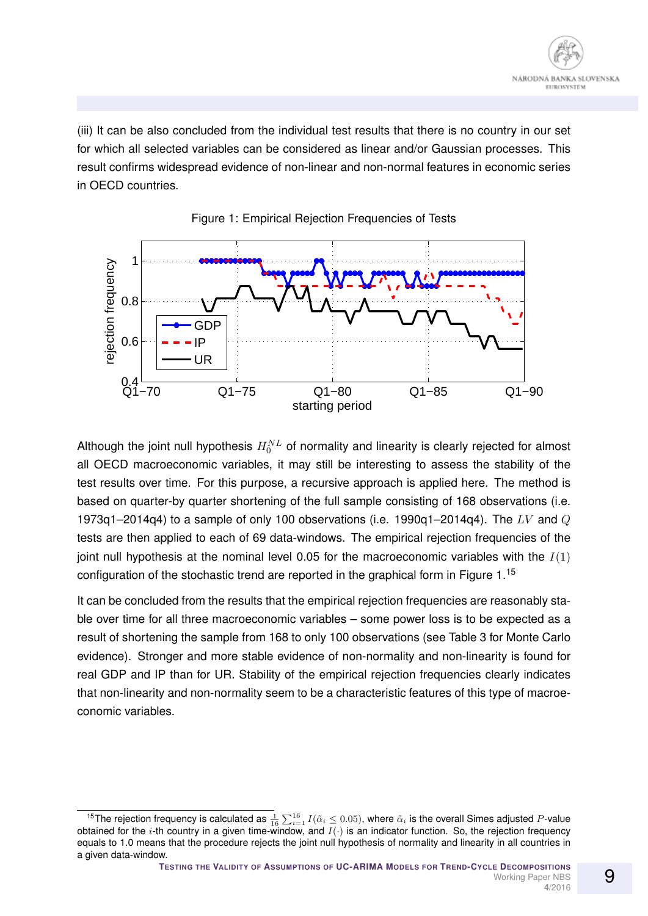(iii) It can be also concluded from the individual test results that there is no country in our set for which all selected variables can be considered as linear and/or Gaussian processes. This result confirms widespread evidence of non-linear and non-normal features in economic series in OECD countries.

Figure 1: Empirical Rejection Frequencies of Tests

Although the joint null hypothesis $H_0^{NL}$ of normality and linearity is clearly rejected for almost all OECD macroeconomic variables, it may still be interesting to assess the stability of the test results over time. For this purpose, a recursive approach is applied here. The method is based on quarter-by quarter shortening of the full sample consisting of 168 observations (i.e. 1973q1–2014q4) to a sample of only 100 observations (i.e. 1990q1–2014q4). The $LV$ and $Q$ tests are then applied to each of 69 data-windows. The empirical rejection frequencies of the joint null hypothesis at the nominal level 0.05 for the macroeconomic variables with the $I(1)$ configuration of the stochastic trend are reported in the graphical form in Figure 1.[15]

It can be concluded from the results that the empirical rejection frequencies are reasonably stable over time for all three macroeconomic variables – some power loss is to be expected as a result of shortening the sample from 168 to only 100 observations (see Table 3 for Monte Carlo evidence). Stronger and more stable evidence of non-normality and non-linearity is found for real GDP and IP than for UR. Stability of the empirical rejection frequencies clearly indicates that non-linearity and non-normality seem to be a characteristic features of this type of macroeconomic variables.

[15] The rejection frequency is calculated as $\frac{1}{16}\sum_{i=1}^{16} I(\tilde{\alpha}_i \leq 0.05)$, where $\tilde{\alpha}_i$ is the overall Simes adjusted $P$-value obtained for the $i$-th country in a given time-window, and $I(\cdot)$ is an indicator function. So, the rejection frequency equals to 1.0 means that the procedure rejects the joint null hypothesis of normality and linearity in all countries in a given data-window.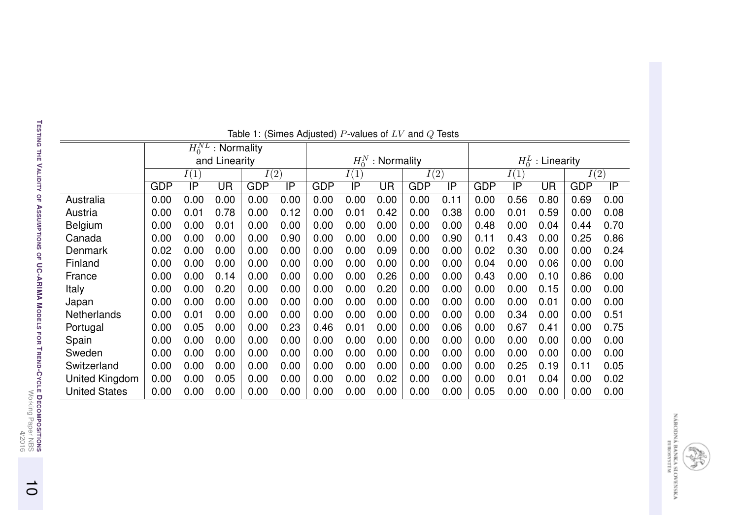Table 1: (Simes Adjusted) $P$-values of $LV$ and $Q$ Tests

| | $H_0^{NL}$ : Normality and Linearity | | | | | $H_0^N$ : Normality | | | | | $H_0^L$ : Linearity | | | | |
|---|---|---|---|---|---|---|---|---|---|---|---|---|---|---|---|
| | $I(1)$ | | | $I(2)$ | | $I(1)$ | | | $I(2)$ | | $I(1)$ | | | $I(2)$ | |
| | GDP | IP | UR | GDP | IP | GDP | IP | UR | GDP | IP | GDP | IP | UR | GDP | IP |
| Australia | 0.00 | 0.00 | 0.00 | 0.00 | 0.00 | 0.00 | 0.00 | 0.00 | 0.00 | 0.11 | 0.00 | 0.56 | 0.80 | 0.69 | 0.00 |
| Austria | 0.00 | 0.01 | 0.78 | 0.00 | 0.12 | 0.00 | 0.01 | 0.42 | 0.00 | 0.38 | 0.00 | 0.01 | 0.59 | 0.00 | 0.08 |
| Belgium | 0.00 | 0.00 | 0.01 | 0.00 | 0.00 | 0.00 | 0.00 | 0.00 | 0.00 | 0.00 | 0.48 | 0.00 | 0.04 | 0.44 | 0.70 |
| Canada | 0.00 | 0.00 | 0.00 | 0.00 | 0.90 | 0.00 | 0.00 | 0.00 | 0.00 | 0.90 | 0.11 | 0.43 | 0.00 | 0.25 | 0.86 |
| Denmark | 0.02 | 0.00 | 0.00 | 0.00 | 0.00 | 0.00 | 0.00 | 0.09 | 0.00 | 0.00 | 0.02 | 0.30 | 0.00 | 0.00 | 0.24 |
| Finland | 0.00 | 0.00 | 0.00 | 0.00 | 0.00 | 0.00 | 0.00 | 0.00 | 0.00 | 0.00 | 0.04 | 0.00 | 0.06 | 0.00 | 0.00 |
| France | 0.00 | 0.00 | 0.14 | 0.00 | 0.00 | 0.00 | 0.00 | 0.26 | 0.00 | 0.00 | 0.43 | 0.00 | 0.10 | 0.86 | 0.00 |
| Italy | 0.00 | 0.00 | 0.20 | 0.00 | 0.00 | 0.00 | 0.00 | 0.20 | 0.00 | 0.00 | 0.00 | 0.00 | 0.15 | 0.00 | 0.00 |
| Japan | 0.00 | 0.00 | 0.00 | 0.00 | 0.00 | 0.00 | 0.00 | 0.00 | 0.00 | 0.00 | 0.00 | 0.00 | 0.01 | 0.00 | 0.00 |
| Netherlands | 0.00 | 0.01 | 0.00 | 0.00 | 0.00 | 0.00 | 0.00 | 0.00 | 0.00 | 0.00 | 0.00 | 0.34 | 0.00 | 0.00 | 0.51 |
| Portugal | 0.00 | 0.05 | 0.00 | 0.00 | 0.23 | 0.46 | 0.01 | 0.00 | 0.00 | 0.06 | 0.00 | 0.67 | 0.41 | 0.00 | 0.75 |
| Spain | 0.00 | 0.00 | 0.00 | 0.00 | 0.00 | 0.00 | 0.00 | 0.00 | 0.00 | 0.00 | 0.00 | 0.00 | 0.00 | 0.00 | 0.00 |
| Sweden | 0.00 | 0.00 | 0.00 | 0.00 | 0.00 | 0.00 | 0.00 | 0.00 | 0.00 | 0.00 | 0.00 | 0.00 | 0.00 | 0.00 | 0.00 |
| Switzerland | 0.00 | 0.00 | 0.00 | 0.00 | 0.00 | 0.00 | 0.00 | 0.00 | 0.00 | 0.00 | 0.00 | 0.25 | 0.19 | 0.11 | 0.05 |
| United Kingdom | 0.00 | 0.00 | 0.05 | 0.00 | 0.00 | 0.00 | 0.00 | 0.02 | 0.00 | 0.00 | 0.00 | 0.01 | 0.04 | 0.00 | 0.02 |
| United States | 0.00 | 0.00 | 0.00 | 0.00 | 0.00 | 0.00 | 0.00 | 0.00 | 0.00 | 0.00 | 0.05 | 0.00 | 0.00 | 0.00 | 0.00 |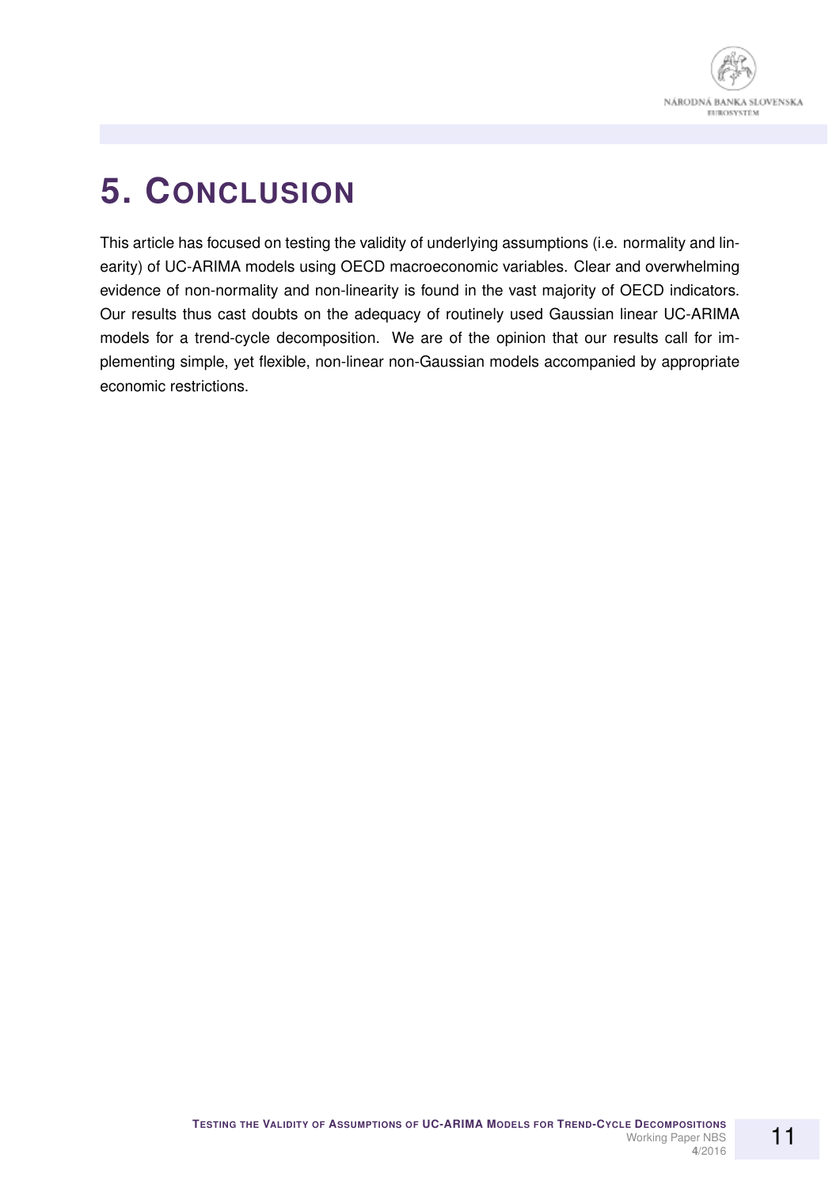# 5. CONCLUSION

This article has focused on testing the validity of underlying assumptions (i.e. normality and linearity) of UC-ARIMA models using OECD macroeconomic variables. Clear and overwhelming evidence of non-normality and non-linearity is found in the vast majority of OECD indicators. Our results thus cast doubts on the adequacy of routinely used Gaussian linear UC-ARIMA models for a trend-cycle decomposition. We are of the opinion that our results call for implementing simple, yet flexible, non-linear non-Gaussian models accompanied by appropriate economic restrictions.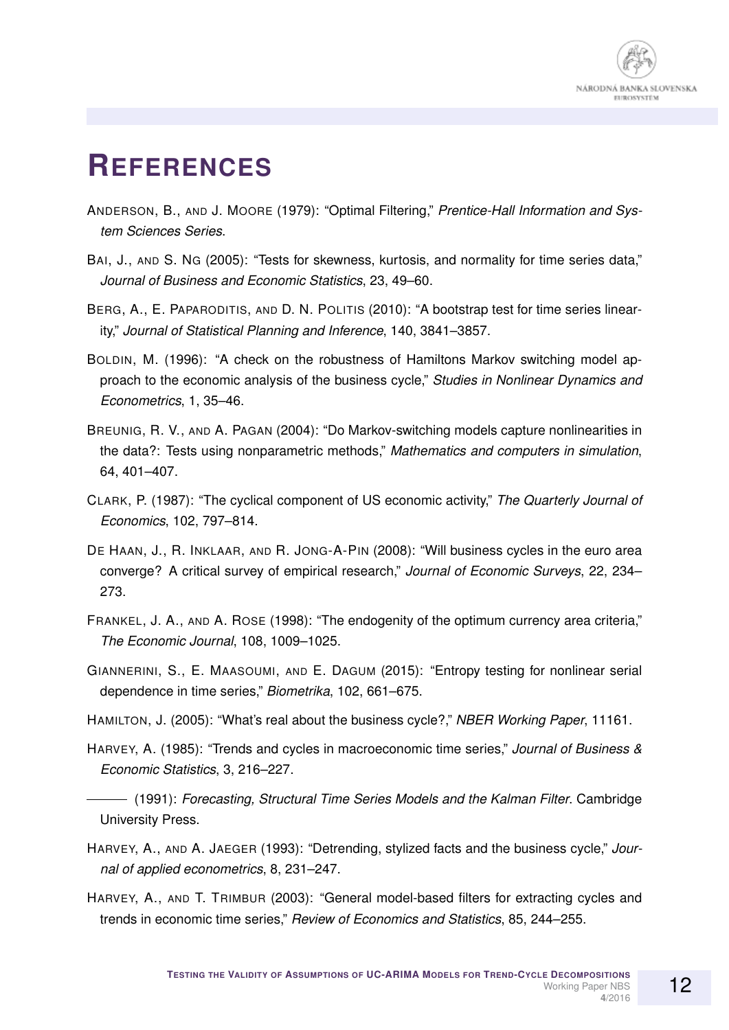# References

Anderson, B., and J. Moore (1979): "Optimal Filtering," *Prentice-Hall Information and System Sciences Series*.

Bai, J., and S. Ng (2005): "Tests for skewness, kurtosis, and normality for time series data," *Journal of Business and Economic Statistics*, 23, 49–60.

Berg, A., E. Paparoditis, and D. N. Politis (2010): "A bootstrap test for time series linearity," *Journal of Statistical Planning and Inference*, 140, 3841–3857.

Boldin, M. (1996): "A check on the robustness of Hamiltons Markov switching model approach to the economic analysis of the business cycle," *Studies in Nonlinear Dynamics and Econometrics*, 1, 35–46.

Breunig, R. V., and A. Pagan (2004): "Do Markov-switching models capture nonlinearities in the data?: Tests using nonparametric methods," *Mathematics and computers in simulation*, 64, 401–407.

Clark, P. (1987): "The cyclical component of US economic activity," *The Quarterly Journal of Economics*, 102, 797–814.

De Haan, J., R. Inklaar, and R. Jong-A-Pin (2008): "Will business cycles in the euro area converge? A critical survey of empirical research," *Journal of Economic Surveys*, 22, 234–273.

Frankel, J. A., and A. Rose (1998): "The endogenity of the optimum currency area criteria," *The Economic Journal*, 108, 1009–1025.

Giannerini, S., E. Maasoumi, and E. Dagum (2015): "Entropy testing for nonlinear serial dependence in time series," *Biometrika*, 102, 661–675.

Hamilton, J. (2005): "What's real about the business cycle?," *NBER Working Paper*, 11161.

Harvey, A. (1985): "Trends and cycles in macroeconomic time series," *Journal of Business & Economic Statistics*, 3, 216–227.

——— (1991): *Forecasting, Structural Time Series Models and the Kalman Filter*. Cambridge University Press.

Harvey, A., and A. Jaeger (1993): "Detrending, stylized facts and the business cycle," *Journal of applied econometrics*, 8, 231–247.

Harvey, A., and T. Trimbur (2003): "General model-based filters for extracting cycles and trends in economic time series," *Review of Economics and Statistics*, 85, 244–255.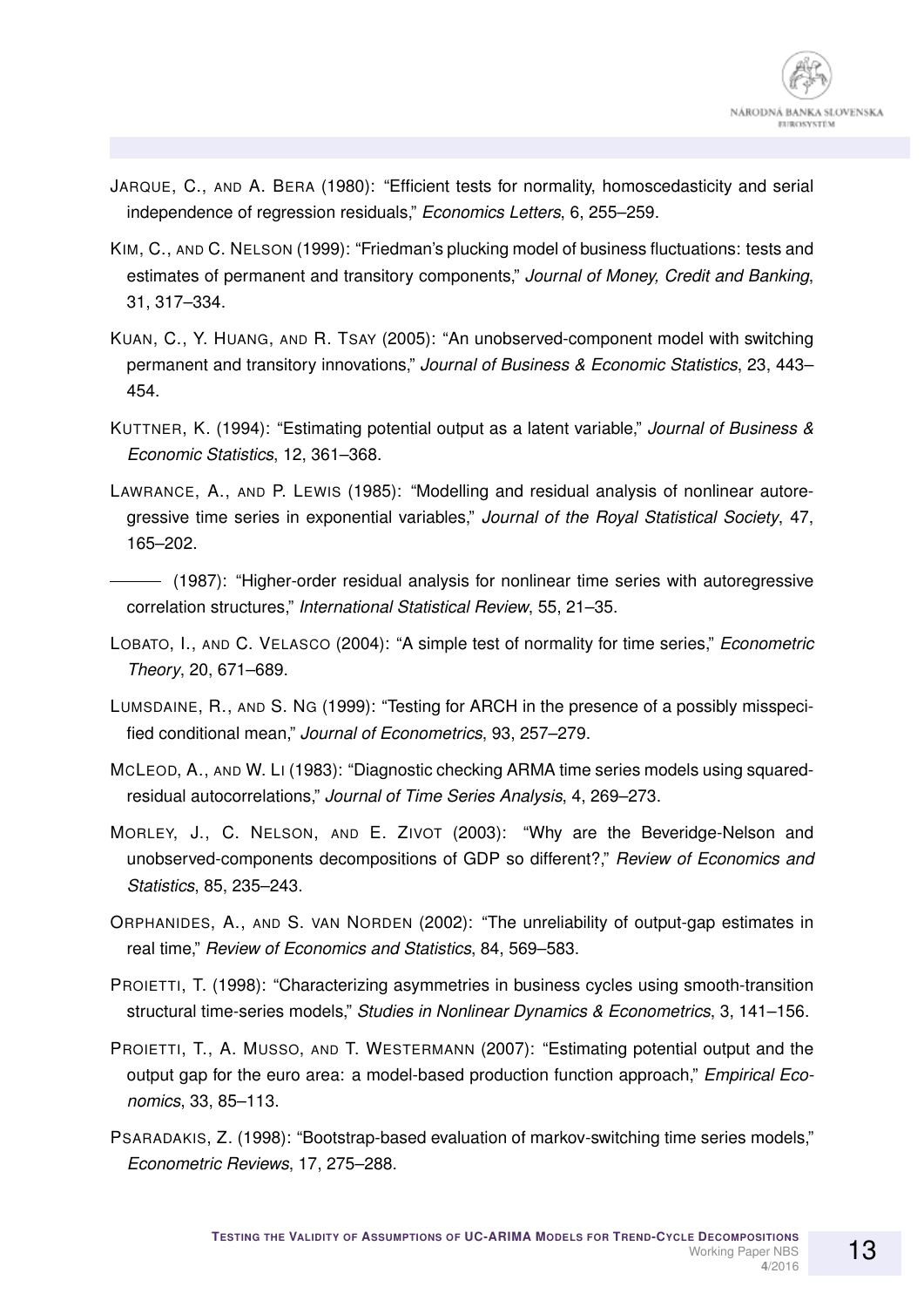JARQUE, C., AND A. BERA (1980): "Efficient tests for normality, homoscedasticity and serial independence of regression residuals," *Economics Letters*, 6, 255–259.

KIM, C., AND C. NELSON (1999): "Friedman's plucking model of business fluctuations: tests and estimates of permanent and transitory components," *Journal of Money, Credit and Banking*, 31, 317–334.

KUAN, C., Y. HUANG, AND R. TSAY (2005): "An unobserved-component model with switching permanent and transitory innovations," *Journal of Business & Economic Statistics*, 23, 443–454.

KUTTNER, K. (1994): "Estimating potential output as a latent variable," *Journal of Business & Economic Statistics*, 12, 361–368.

LAWRANCE, A., AND P. LEWIS (1985): "Modelling and residual analysis of nonlinear autoregressive time series in exponential variables," *Journal of the Royal Statistical Society*, 47, 165–202.

——— (1987): "Higher-order residual analysis for nonlinear time series with autoregressive correlation structures," *International Statistical Review*, 55, 21–35.

LOBATO, I., AND C. VELASCO (2004): "A simple test of normality for time series," *Econometric Theory*, 20, 671–689.

LUMSDAINE, R., AND S. NG (1999): "Testing for ARCH in the presence of a possibly misspecified conditional mean," *Journal of Econometrics*, 93, 257–279.

MCLEOD, A., AND W. LI (1983): "Diagnostic checking ARMA time series models using squared-residual autocorrelations," *Journal of Time Series Analysis*, 4, 269–273.

MORLEY, J., C. NELSON, AND E. ZIVOT (2003): "Why are the Beveridge-Nelson and unobserved-components decompositions of GDP so different?," *Review of Economics and Statistics*, 85, 235–243.

ORPHANIDES, A., AND S. VAN NORDEN (2002): "The unreliability of output-gap estimates in real time," *Review of Economics and Statistics*, 84, 569–583.

PROIETTI, T. (1998): "Characterizing asymmetries in business cycles using smooth-transition structural time-series models," *Studies in Nonlinear Dynamics & Econometrics*, 3, 141–156.

PROIETTI, T., A. MUSSO, AND T. WESTERMANN (2007): "Estimating potential output and the output gap for the euro area: a model-based production function approach," *Empirical Economics*, 33, 85–113.

PSARADAKIS, Z. (1998): "Bootstrap-based evaluation of markov-switching time series models," *Econometric Reviews*, 17, 275–288.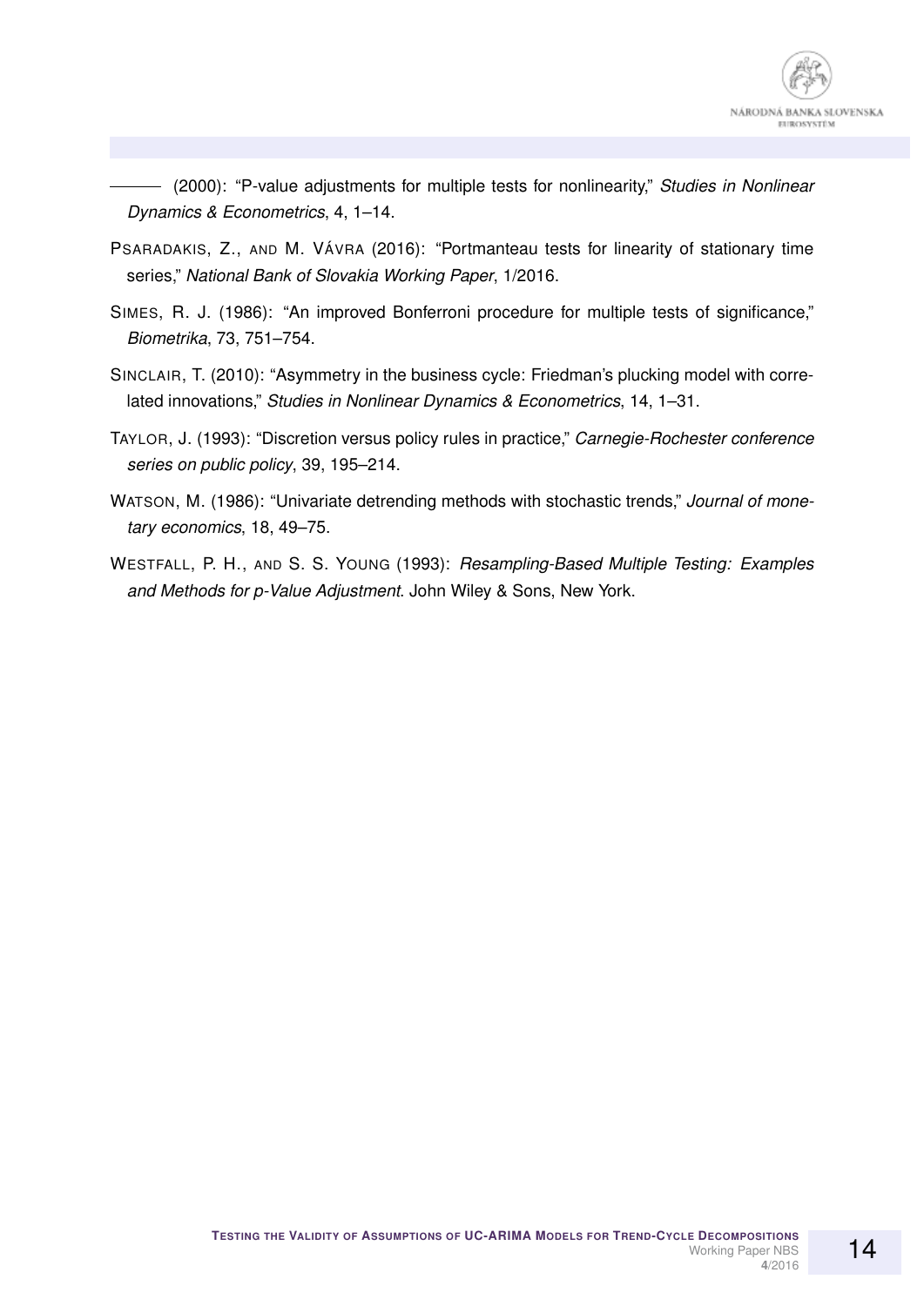——— (2000): "P-value adjustments for multiple tests for nonlinearity," *Studies in Nonlinear Dynamics & Econometrics*, 4, 1–14.

PSARADAKIS, Z., AND M. VÁVRA (2016): "Portmanteau tests for linearity of stationary time series," *National Bank of Slovakia Working Paper*, 1/2016.

SIMES, R. J. (1986): "An improved Bonferroni procedure for multiple tests of significance," *Biometrika*, 73, 751–754.

SINCLAIR, T. (2010): "Asymmetry in the business cycle: Friedman's plucking model with correlated innovations," *Studies in Nonlinear Dynamics & Econometrics*, 14, 1–31.

TAYLOR, J. (1993): "Discretion versus policy rules in practice," *Carnegie-Rochester conference series on public policy*, 39, 195–214.

WATSON, M. (1986): "Univariate detrending methods with stochastic trends," *Journal of monetary economics*, 18, 49–75.

WESTFALL, P. H., AND S. S. YOUNG (1993): *Resampling-Based Multiple Testing: Examples and Methods for p-Value Adjustment*. John Wiley & Sons, New York.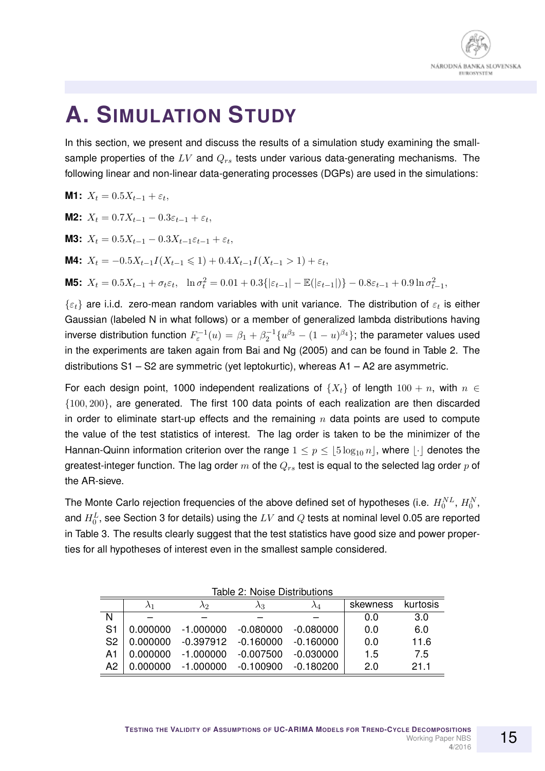# A. Simulation Study

In this section, we present and discuss the results of a simulation study examining the small-sample properties of the $LV$ and $Q_{rs}$ tests under various data-generating mechanisms. The following linear and non-linear data-generating processes (DGPs) are used in the simulations:

**M1:** $X_t = 0.5X_{t-1} + \varepsilon_t,$

**M2:** $X_t = 0.7X_{t-1} - 0.3\varepsilon_{t-1} + \varepsilon_t,$

**M3:** $X_t = 0.5X_{t-1} - 0.3X_{t-1}\varepsilon_{t-1} + \varepsilon_t,$

**M4:** $X_t = -0.5X_{t-1}I(X_{t-1} \leqslant 1) + 0.4X_{t-1}I(X_{t-1} > 1) + \varepsilon_t,$

**M5:** $X_t = 0.5X_{t-1} + \sigma_t\varepsilon_t, \quad \ln\sigma_t^2 = 0.01 + 0.3\{|\varepsilon_{t-1}| - \mathbb{E}(|\varepsilon_{t-1}|)\} - 0.8\varepsilon_{t-1} + 0.9\ln\sigma_{t-1}^2,$

$\{\varepsilon_t\}$ are i.i.d. zero-mean random variables with unit variance. The distribution of $\varepsilon_t$ is either Gaussian (labeled N in what follows) or a member of generalized lambda distributions having inverse distribution function $F_\varepsilon^{-1}(u) = \beta_1 + \beta_2^{-1}\{u^{\beta_3} - (1-u)^{\beta_4}\}$; the parameter values used in the experiments are taken again from Bai and Ng (2005) and can be found in Table 2. The distributions S1 – S2 are symmetric (yet leptokurtic), whereas A1 – A2 are asymmetric.

For each design point, 1000 independent realizations of $\{X_t\}$ of length $100 + n$, with $n \in \{100, 200\}$, are generated. The first 100 data points of each realization are then discarded in order to eliminate start-up effects and the remaining $n$ data points are used to compute the value of the test statistics of interest. The lag order is taken to be the minimizer of the Hannan-Quinn information criterion over the range $1 \leq p \leq \lfloor 5\log_{10} n \rfloor$, where $\lfloor \cdot \rfloor$ denotes the greatest-integer function. The lag order $m$ of the $Q_{rs}$ test is equal to the selected lag order $p$ of the AR-sieve.

The Monte Carlo rejection frequencies of the above defined set of hypotheses (i.e. $H_0^{NL}$, $H_0^N$, and $H_0^L$, see Section 3 for details) using the $LV$ and $Q$ tests at nominal level 0.05 are reported in Table 3. The results clearly suggest that the test statistics have good size and power properties for all hypotheses of interest even in the smallest sample considered.

Table 2: Noise Distributions

| | $\lambda_1$ | $\lambda_2$ | $\lambda_3$ | $\lambda_4$ | skewness | kurtosis |
|---|---|---|---|---|---|---|
| N | – | – | – | – | 0.0 | 3.0 |
| S1 | 0.000000 | -1.000000 | -0.080000 | -0.080000 | 0.0 | 6.0 |
| S2 | 0.000000 | -0.397912 | -0.160000 | -0.160000 | 0.0 | 11.6 |
| A1 | 0.000000 | -1.000000 | -0.007500 | -0.030000 | 1.5 | 7.5 |
| A2 | 0.000000 | -1.000000 | -0.100900 | -0.180200 | 2.0 | 21.1 |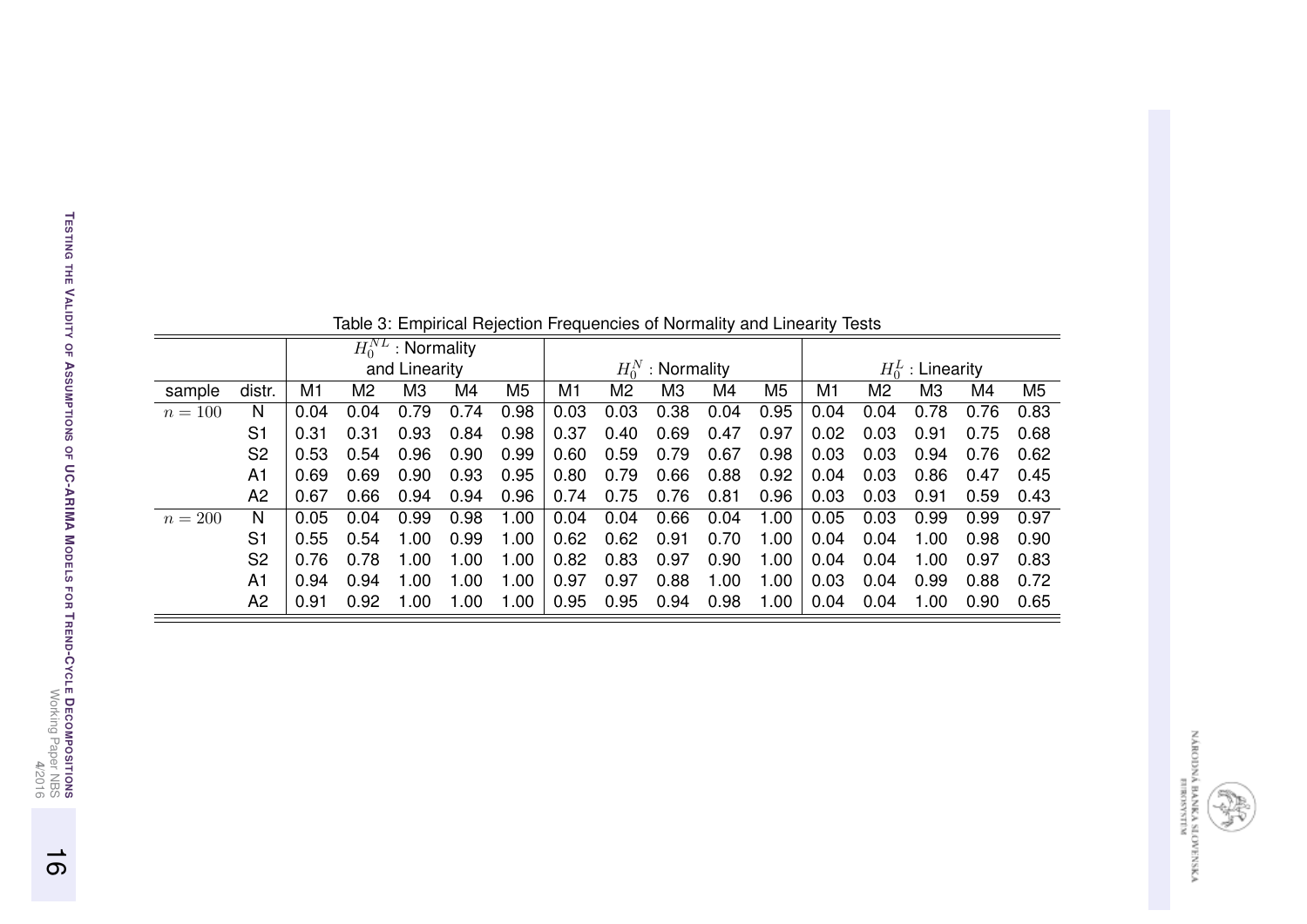Table 3: Empirical Rejection Frequencies of Normality and Linearity Tests

| | | $H_0^{NL}$ : Normality and Linearity | | | | | $H_0^N$ : Normality | | | | | $H_0^L$ : Linearity | | | | |
|---|---|---|---|---|---|---|---|---|---|---|---|---|---|---|---|---|
| sample | distr. | M1 | M2 | M3 | M4 | M5 | M1 | M2 | M3 | M4 | M5 | M1 | M2 | M3 | M4 | M5 |
| $n = 100$ | N | 0.04 | 0.04 | 0.79 | 0.74 | 0.98 | 0.03 | 0.03 | 0.38 | 0.04 | 0.95 | 0.04 | 0.04 | 0.78 | 0.76 | 0.83 |
| | S1 | 0.31 | 0.31 | 0.93 | 0.84 | 0.98 | 0.37 | 0.40 | 0.69 | 0.47 | 0.97 | 0.02 | 0.03 | 0.91 | 0.75 | 0.68 |
| | S2 | 0.53 | 0.54 | 0.96 | 0.90 | 0.99 | 0.60 | 0.59 | 0.79 | 0.67 | 0.98 | 0.03 | 0.03 | 0.94 | 0.76 | 0.62 |
| | A1 | 0.69 | 0.69 | 0.90 | 0.93 | 0.95 | 0.80 | 0.79 | 0.66 | 0.88 | 0.92 | 0.04 | 0.03 | 0.86 | 0.47 | 0.45 |
| | A2 | 0.67 | 0.66 | 0.94 | 0.94 | 0.96 | 0.74 | 0.75 | 0.76 | 0.81 | 0.96 | 0.03 | 0.03 | 0.91 | 0.59 | 0.43 |
| $n = 200$ | N | 0.05 | 0.04 | 0.99 | 0.98 | 1.00 | 0.04 | 0.04 | 0.66 | 0.04 | 1.00 | 0.05 | 0.03 | 0.99 | 0.99 | 0.97 |
| | S1 | 0.55 | 0.54 | 1.00 | 0.99 | 1.00 | 0.62 | 0.62 | 0.91 | 0.70 | 1.00 | 0.04 | 0.04 | 1.00 | 0.98 | 0.90 |
| | S2 | 0.76 | 0.78 | 1.00 | 1.00 | 1.00 | 0.82 | 0.83 | 0.97 | 0.90 | 1.00 | 0.04 | 0.04 | 1.00 | 0.97 | 0.83 |
| | A1 | 0.94 | 0.94 | 1.00 | 1.00 | 1.00 | 0.97 | 0.97 | 0.88 | 1.00 | 1.00 | 0.03 | 0.04 | 0.99 | 0.88 | 0.72 |
| | A2 | 0.91 | 0.92 | 1.00 | 1.00 | 1.00 | 0.95 | 0.95 | 0.94 | 0.98 | 1.00 | 0.04 | 0.04 | 1.00 | 0.90 | 0.65 |